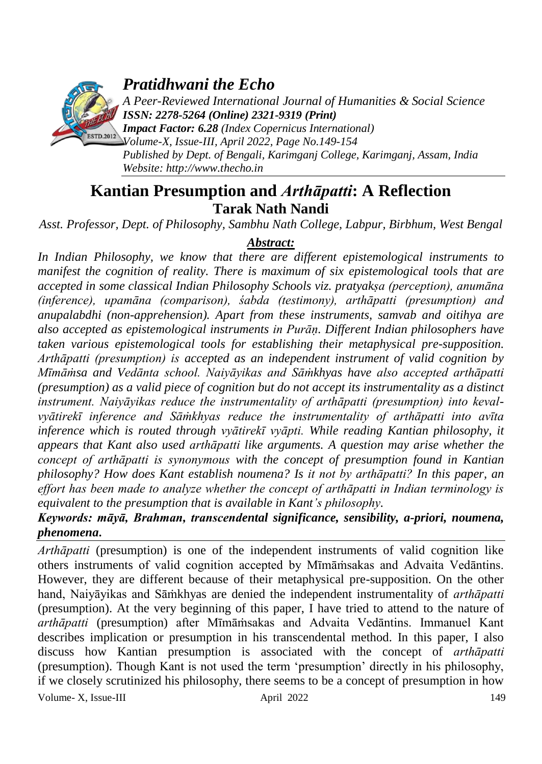# Kantian Presumption and *Arthāpatti*: A Reflection

**Tarak Nath Nandi**

*Asst. Professor, Dept. of Philosophy, Sambhu Nath College, Labpur, Birbhum, West Bengal*

***Abstract:***

*In Indian Philosophy, we know that there are different epistemological instruments to manifest the cognition of reality. There is maximum of six epistemological tools that are accepted in some classical Indian Philosophy Schools viz. pratyakṣa (perception), anumāna (inference), upamāna (comparison), śabda (testimony), arthāpatti (presumption) and anupalabdhi (non-apprehension). Apart from these instruments, samvab and oitihya are also accepted as epistemological instruments in Purāṇ. Different Indian philosophers have taken various epistemological tools for establishing their metaphysical pre-supposition. Arthāpatti (presumption) is accepted as an independent instrument of valid cognition by Mīmāṁsa and Vedānta school. Naiyāyikas and Sāṁkhyas have also accepted arthāpatti (presumption) as a valid piece of cognition but do not accept its instrumentality as a distinct instrument. Naiyāyikas reduce the instrumentality of arthāpatti (presumption) into keval-vyātirekī inference and Sāṁkhyas reduce the instrumentality of arthāpatti into avīta inference which is routed through vyātirekī vyāpti. While reading Kantian philosophy, it appears that Kant also used arthāpatti like arguments. A question may arise whether the concept of arthāpatti is synonymous with the concept of presumption found in Kantian philosophy? How does Kant establish noumena? Is it not by arthāpatti? In this paper, an effort has been made to analyze whether the concept of arthāpatti in Indian terminology is equivalent to the presumption that is available in Kant's philosophy.*

***Keywords: māyā, Brahman, transcendental significance, sensibility, a-priori, noumena, phenomena.***

*Arthāpatti* (presumption) is one of the independent instruments of valid cognition like others instruments of valid cognition accepted by Mīmāṁsakas and Advaita Vedāntins. However, they are different because of their metaphysical pre-supposition. On the other hand, Naiyāyikas and Sāṁkhyas are denied the independent instrumentality of *arthāpatti* (presumption). At the very beginning of this paper, I have tried to attend to the nature of *arthāpatti* (presumption) after Mīmāṁsakas and Advaita Vedāntins. Immanuel Kant describes implication or presumption in his transcendental method. In this paper, I also discuss how Kantian presumption is associated with the concept of *arthāpatti* (presumption). Though Kant is not used the term 'presumption' directly in his philosophy, if we closely scrutinized his philosophy, there seems to be a concept of presumption in how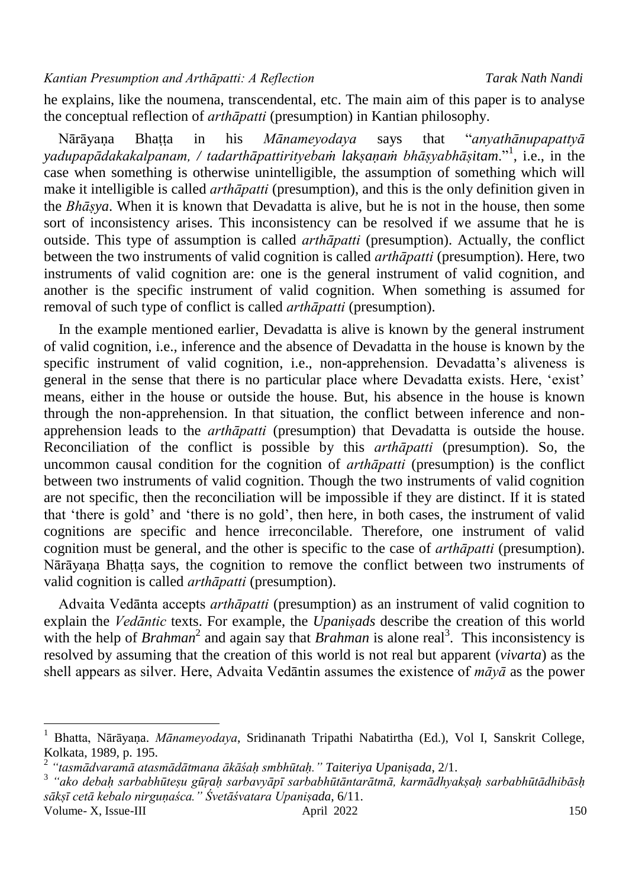he explains, like the noumena, transcendental, etc. The main aim of this paper is to analyse the conceptual reflection of *arthāpatti* (presumption) in Kantian philosophy.

Nārāyaṇa Bhaṭṭa in his *Mānameyodaya* says that "*anyathānupapattyā yadupapādakakalpanam, / tadarthāpattirityebaṁ lakṣaṇaṁ bhāṣyabhāṣitam*."[1], i.e., in the case when something is otherwise unintelligible, the assumption of something which will make it intelligible is called *arthāpatti* (presumption), and this is the only definition given in the *Bhāṣya*. When it is known that Devadatta is alive, but he is not in the house, then some sort of inconsistency arises. This inconsistency can be resolved if we assume that he is outside. This type of assumption is called *arthāpatti* (presumption). Actually, the conflict between the two instruments of valid cognition is called *arthāpatti* (presumption). Here, two instruments of valid cognition are: one is the general instrument of valid cognition, and another is the specific instrument of valid cognition. When something is assumed for removal of such type of conflict is called *arthāpatti* (presumption).

In the example mentioned earlier, Devadatta is alive is known by the general instrument of valid cognition, i.e., inference and the absence of Devadatta in the house is known by the specific instrument of valid cognition, i.e., non-apprehension. Devadatta's aliveness is general in the sense that there is no particular place where Devadatta exists. Here, 'exist' means, either in the house or outside the house. But, his absence in the house is known through the non-apprehension. In that situation, the conflict between inference and non-apprehension leads to the *arthāpatti* (presumption) that Devadatta is outside the house. Reconciliation of the conflict is possible by this *arthāpatti* (presumption). So, the uncommon causal condition for the cognition of *arthāpatti* (presumption) is the conflict between two instruments of valid cognition. Though the two instruments of valid cognition are not specific, then the reconciliation will be impossible if they are distinct. If it is stated that 'there is gold' and 'there is no gold', then here, in both cases, the instrument of valid cognitions are specific and hence irreconcilable. Therefore, one instrument of valid cognition must be general, and the other is specific to the case of *arthāpatti* (presumption). Nārāyaṇa Bhaṭṭa says, the cognition to remove the conflict between two instruments of valid cognition is called *arthāpatti* (presumption).

Advaita Vedānta accepts *arthāpatti* (presumption) as an instrument of valid cognition to explain the *Vedāntic* texts. For example, the *Upaniṣads* describe the creation of this world with the help of *Brahman*[2] and again say that *Brahman* is alone real[3]. This inconsistency is resolved by assuming that the creation of this world is not real but apparent (*vivarta*) as the shell appears as silver. Here, Advaita Vedāntin assumes the existence of *māyā* as the power

---

[1] Bhatta, Nārāyaṇa. *Mānameyodaya*, Sridinanath Tripathi Nabatirtha (Ed.), Vol I, Sanskrit College, Kolkata, 1989, p. 195.

[2] *"tasmādvaramā atasmādātmana ākāśaḥ smbhūtaḥ." Taiteriya Upaniṣada*, 2/1.

[3] *"ako debaḥ sarbabhūteṣu gūṛaḥ sarbavyāpī sarbabhūtāntarātmā, karmādhyakṣaḥ sarbabhūtādhibāsḥ sākṣī cetā kebalo nirguṇaśca." Śvetāśvatara Upaniṣada*, 6/11.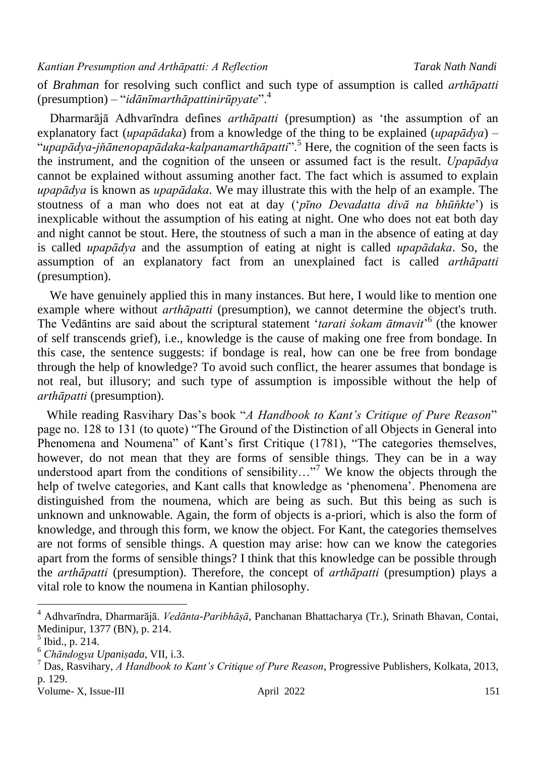of *Brahman* for resolving such conflict and such type of assumption is called *arthāpatti* (presumption) – "*idānīmarthāpattinirūpyate*".[4]

Dharmarājā Adhvarīndra defines *arthāpatti* (presumption) as 'the assumption of an explanatory fact (*upapādaka*) from a knowledge of the thing to be explained (*upapādya*) – "*upapādya-jňānenopapādaka-kalpanamarthāpatti*".[5] Here, the cognition of the seen facts is the instrument, and the cognition of the unseen or assumed fact is the result. *Upapādya* cannot be explained without assuming another fact. The fact which is assumed to explain *upapādya* is known as *upapādaka*. We may illustrate this with the help of an example. The stoutness of a man who does not eat at day ('*pīno Devadatta divā na bhūňkte*') is inexplicable without the assumption of his eating at night. One who does not eat both day and night cannot be stout. Here, the stoutness of such a man in the absence of eating at day is called *upapādya* and the assumption of eating at night is called *upapādaka*. So, the assumption of an explanatory fact from an unexplained fact is called *arthāpatti* (presumption).

We have genuinely applied this in many instances. But here, I would like to mention one example where without *arthāpatti* (presumption), we cannot determine the object's truth. The Vedāntins are said about the scriptural statement '*tarati śokam ātmavit*'[6] (the knower of self transcends grief), i.e., knowledge is the cause of making one free from bondage. In this case, the sentence suggests: if bondage is real, how can one be free from bondage through the help of knowledge? To avoid such conflict, the hearer assumes that bondage is not real, but illusory; and such type of assumption is impossible without the help of *arthāpatti* (presumption).

While reading Rasvihary Das's book "*A Handbook to Kant's Critique of Pure Reason*" page no. 128 to 131 (to quote) "The Ground of the Distinction of all Objects in General into Phenomena and Noumena" of Kant's first Critique (1781), "The categories themselves, however, do not mean that they are forms of sensible things. They can be in a way understood apart from the conditions of sensibility…"[7] We know the objects through the help of twelve categories, and Kant calls that knowledge as 'phenomena'. Phenomena are distinguished from the noumena, which are being as such. But this being as such is unknown and unknowable. Again, the form of objects is a-priori, which is also the form of knowledge, and through this form, we know the object. For Kant, the categories themselves are not forms of sensible things. A question may arise: how can we know the categories apart from the forms of sensible things? I think that this knowledge can be possible through the *arthāpatti* (presumption). Therefore, the concept of *arthāpatti* (presumption) plays a vital role to know the noumena in Kantian philosophy.

---

[4] Adhvarīndra, Dharmarājā. *Vedānta-Paribhāṣā*, Panchanan Bhattacharya (Tr.), Srinath Bhavan, Contai, Medinipur, 1377 (BN), p. 214.

[5] Ibid., p. 214.

[6] *Chāndogya Upaniṣada*, VII, i.3.

[7] Das, Rasvihary, *A Handbook to Kant's Critique of Pure Reason*, Progressive Publishers, Kolkata, 2013, p. 129.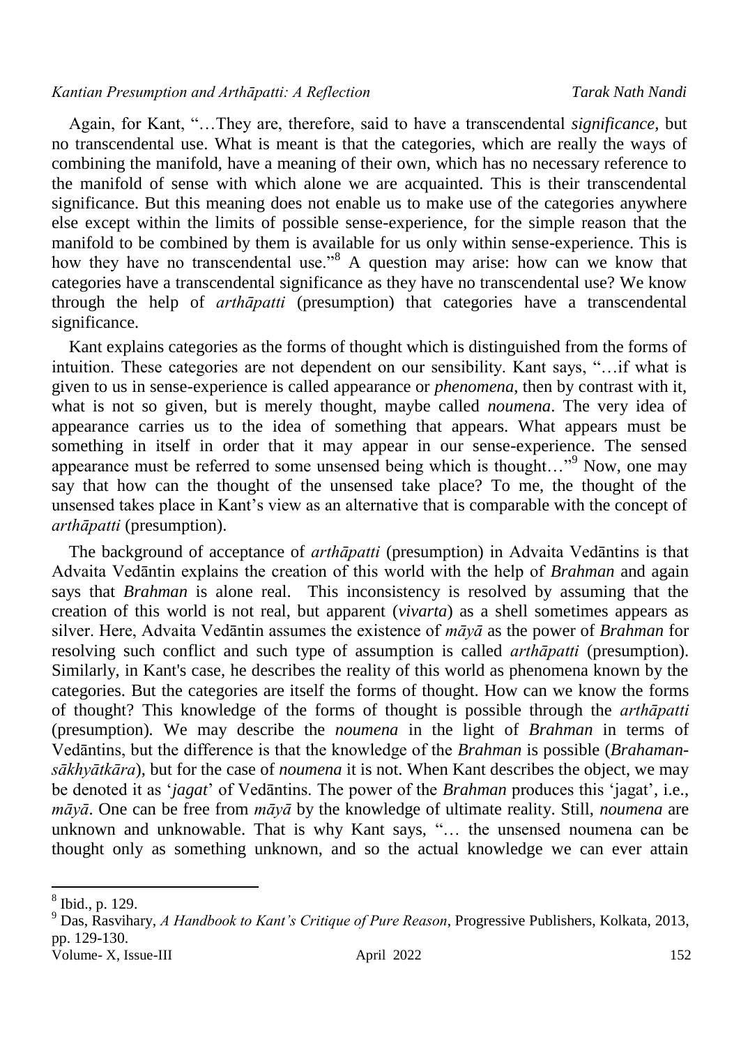Again, for Kant, "…They are, therefore, said to have a transcendental *significance*, but no transcendental use. What is meant is that the categories, which are really the ways of combining the manifold, have a meaning of their own, which has no necessary reference to the manifold of sense with which alone we are acquainted. This is their transcendental significance. But this meaning does not enable us to make use of the categories anywhere else except within the limits of possible sense-experience, for the simple reason that the manifold to be combined by them is available for us only within sense-experience. This is how they have no transcendental use."[8] A question may arise: how can we know that categories have a transcendental significance as they have no transcendental use? We know through the help of *arthāpatti* (presumption) that categories have a transcendental significance.

Kant explains categories as the forms of thought which is distinguished from the forms of intuition. These categories are not dependent on our sensibility. Kant says, "…if what is given to us in sense-experience is called appearance or *phenomena*, then by contrast with it, what is not so given, but is merely thought, maybe called *noumena*. The very idea of appearance carries us to the idea of something that appears. What appears must be something in itself in order that it may appear in our sense-experience. The sensed appearance must be referred to some unsensed being which is thought…"[9] Now, one may say that how can the thought of the unsensed take place? To me, the thought of the unsensed takes place in Kant's view as an alternative that is comparable with the concept of *arthāpatti* (presumption).

The background of acceptance of *arthāpatti* (presumption) in Advaita Vedāntins is that Advaita Vedāntin explains the creation of this world with the help of *Brahman* and again says that *Brahman* is alone real. This inconsistency is resolved by assuming that the creation of this world is not real, but apparent (*vivarta*) as a shell sometimes appears as silver. Here, Advaita Vedāntin assumes the existence of *māyā* as the power of *Brahman* for resolving such conflict and such type of assumption is called *arthāpatti* (presumption). Similarly, in Kant's case, he describes the reality of this world as phenomena known by the categories. But the categories are itself the forms of thought. How can we know the forms of thought? This knowledge of the forms of thought is possible through the *arthāpatti* (presumption). We may describe the *noumena* in the light of *Brahman* in terms of Vedāntins, but the difference is that the knowledge of the *Brahman* is possible (*Brahaman-sākhyātkāra*), but for the case of *noumena* it is not. When Kant describes the object, we may be denoted it as '*jagat*' of Vedāntins. The power of the *Brahman* produces this 'jagat', i.e., *māyā*. One can be free from *māyā* by the knowledge of ultimate reality. Still, *noumena* are unknown and unknowable. That is why Kant says, "… the unsensed noumena can be thought only as something unknown, and so the actual knowledge we can ever attain

---

[8] Ibid., p. 129.

[9] Das, Rasvihary, *A Handbook to Kant's Critique of Pure Reason*, Progressive Publishers, Kolkata, 2013, pp. 129-130.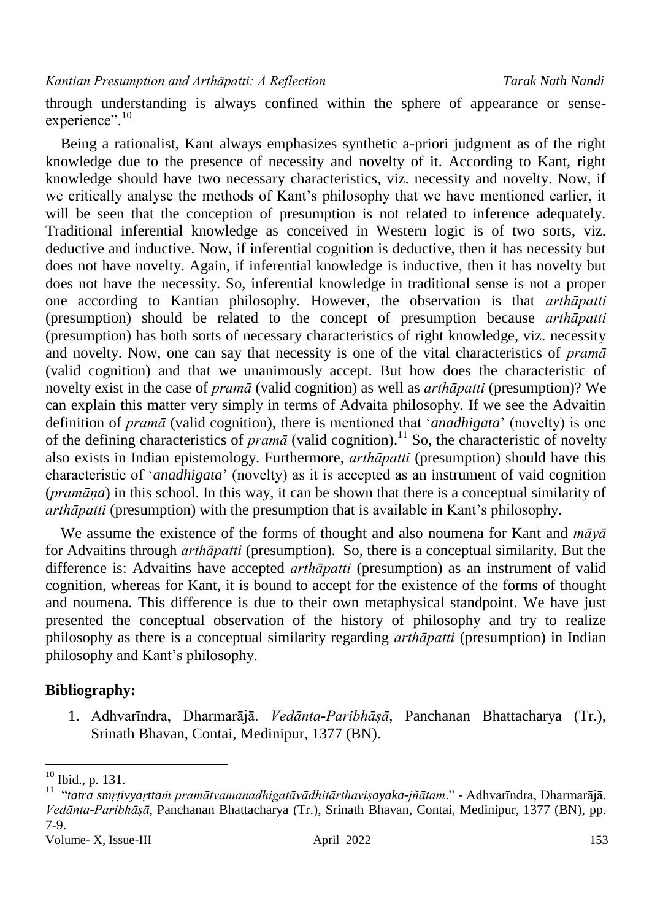through understanding is always confined within the sphere of appearance or sense-experience".[10]

Being a rationalist, Kant always emphasizes synthetic a-priori judgment as of the right knowledge due to the presence of necessity and novelty of it. According to Kant, right knowledge should have two necessary characteristics, viz. necessity and novelty. Now, if we critically analyse the methods of Kant's philosophy that we have mentioned earlier, it will be seen that the conception of presumption is not related to inference adequately. Traditional inferential knowledge as conceived in Western logic is of two sorts, viz. deductive and inductive. Now, if inferential cognition is deductive, then it has necessity but does not have novelty. Again, if inferential knowledge is inductive, then it has novelty but does not have the necessity. So, inferential knowledge in traditional sense is not a proper one according to Kantian philosophy. However, the observation is that *arthāpatti* (presumption) should be related to the concept of presumption because *arthāpatti* (presumption) has both sorts of necessary characteristics of right knowledge, viz. necessity and novelty. Now, one can say that necessity is one of the vital characteristics of *pramā* (valid cognition) and that we unanimously accept. But how does the characteristic of novelty exist in the case of *pramā* (valid cognition) as well as *arthāpatti* (presumption)? We can explain this matter very simply in terms of Advaita philosophy. If we see the Advaitin definition of *pramā* (valid cognition), there is mentioned that '*anadhigata*' (novelty) is one of the defining characteristics of *pramā* (valid cognition).[11] So, the characteristic of novelty also exists in Indian epistemology. Furthermore, *arthāpatti* (presumption) should have this characteristic of '*anadhigata*' (novelty) as it is accepted as an instrument of vaid cognition (*pramāṇa*) in this school. In this way, it can be shown that there is a conceptual similarity of *arthāpatti* (presumption) with the presumption that is available in Kant's philosophy.

We assume the existence of the forms of thought and also noumena for Kant and *māyā* for Advaitins through *arthāpatti* (presumption). So, there is a conceptual similarity. But the difference is: Advaitins have accepted *arthāpatti* (presumption) as an instrument of valid cognition, whereas for Kant, it is bound to accept for the existence of the forms of thought and noumena. This difference is due to their own metaphysical standpoint. We have just presented the conceptual observation of the history of philosophy and try to realize philosophy as there is a conceptual similarity regarding *arthāpatti* (presumption) in Indian philosophy and Kant's philosophy.

## Bibliography:

1. Adhvarīndra, Dharmarājā. *Vedānta-Paribhāṣā*, Panchanan Bhattacharya (Tr.), Srinath Bhavan, Contai, Medinipur, 1377 (BN).

---

[10] Ibid., p. 131.

[11] "*tatra smṛtivyaṛttaṁ pramātvamanadhigatāvādhitārthaviṣayaka-jñātam*." - Adhvarīndra, Dharmarājā. *Vedānta-Paribhāṣā*, Panchanan Bhattacharya (Tr.), Srinath Bhavan, Contai, Medinipur, 1377 (BN), pp. 7-9.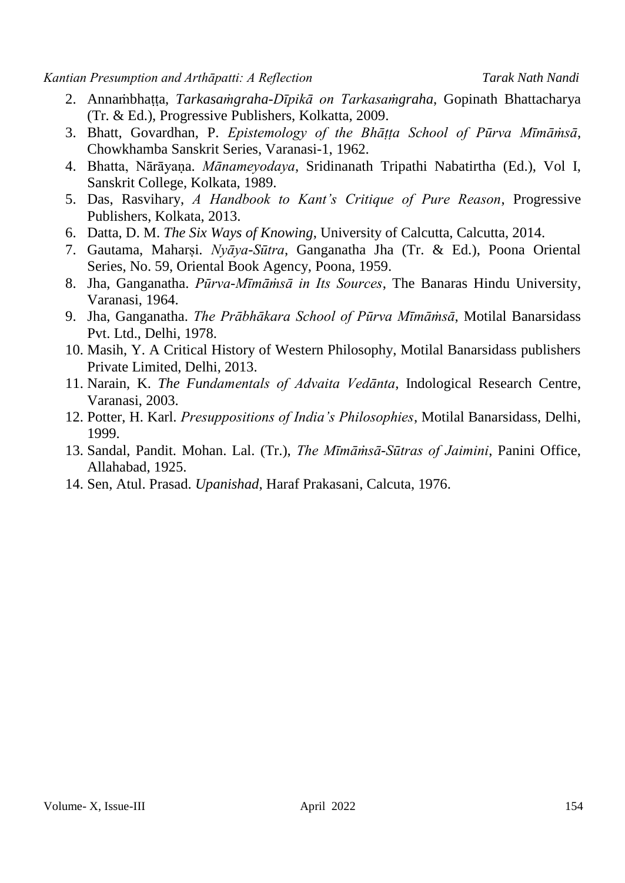2. Annaṁbhaṭṭa, *Tarkasaṁgraha-Dīpikā on Tarkasaṁgraha*, Gopinath Bhattacharya (Tr. & Ed.), Progressive Publishers, Kolkatta, 2009.
3. Bhatt, Govardhan, P. *Epistemology of the Bhāṭṭa School of Pūrva Mīmāṁsā*, Chowkhamba Sanskrit Series, Varanasi-1, 1962.
4. Bhatta, Nārāyaṇa. *Mānameyodaya*, Sridinanath Tripathi Nabatirtha (Ed.), Vol I, Sanskrit College, Kolkata, 1989.
5. Das, Rasvihary, *A Handbook to Kant's Critique of Pure Reason*, Progressive Publishers, Kolkata, 2013.
6. Datta, D. M. *The Six Ways of Knowing*, University of Calcutta, Calcutta, 2014.
7. Gautama, Maharṣi. *Nyāya-Sūtra*, Ganganatha Jha (Tr. & Ed.), Poona Oriental Series, No. 59, Oriental Book Agency, Poona, 1959.
8. Jha, Ganganatha. *Pūrva-Mīmāṁsā in Its Sources*, The Banaras Hindu University, Varanasi, 1964.
9. Jha, Ganganatha. *The Prābhākara School of Pūrva Mīmāṁsā*, Motilal Banarsidass Pvt. Ltd., Delhi, 1978.
10. Masih, Y. A Critical History of Western Philosophy, Motilal Banarsidass publishers Private Limited, Delhi, 2013.
11. Narain, K. *The Fundamentals of Advaita Vedānta*, Indological Research Centre, Varanasi, 2003.
12. Potter, H. Karl. *Presuppositions of India's Philosophies*, Motilal Banarsidass, Delhi, 1999.
13. Sandal, Pandit. Mohan. Lal. (Tr.), *The Mīmāṁsā-Sūtras of Jaimini*, Panini Office, Allahabad, 1925.
14. Sen, Atul. Prasad. *Upanishad*, Haraf Prakasani, Calcuta, 1976.